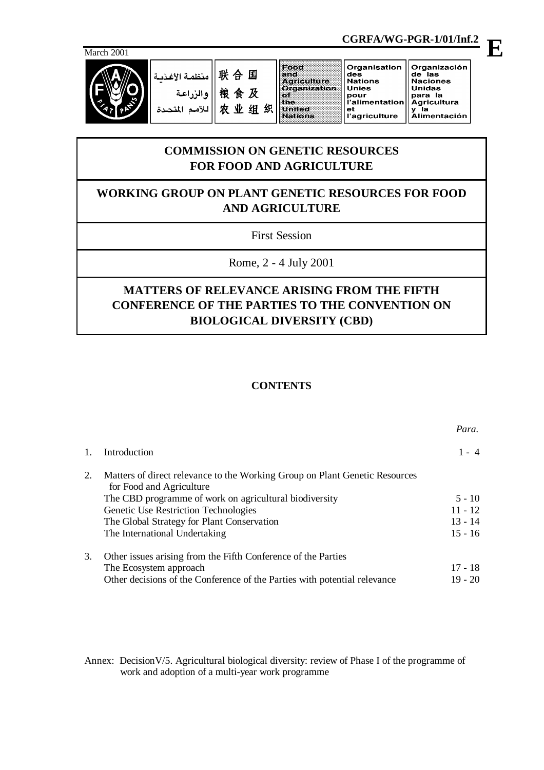CGRFA/WG-PGR-1/01/Inf.2

E

March 2001

منظمة الأغذية والزراعة للأمم المتحدة | 联合国粮食及农业组织 | Food and Agriculture Organization of the United Nations | Organisation des Nations Unies pour l'alimentation et l'agriculture | Organización de las Naciones Unidas para la Agricultura y la Alimentación

# COMMISSION ON GENETIC RESOURCES FOR FOOD AND AGRICULTURE

## WORKING GROUP ON PLANT GENETIC RESOURCES FOR FOOD AND AGRICULTURE

First Session

Rome, 2 - 4 July 2001

## MATTERS OF RELEVANCE ARISING FROM THE FIFTH CONFERENCE OF THE PARTIES TO THE CONVENTION ON BIOLOGICAL DIVERSITY (CBD)

### CONTENTS

| | | *Para.* |
|---|---|---|
| 1. | Introduction | 1 - 4 |
| 2. | Matters of direct relevance to the Working Group on Plant Genetic Resources for Food and Agriculture | |
| | The CBD programme of work on agricultural biodiversity | 5 - 10 |
| | Genetic Use Restriction Technologies | 11 - 12 |
| | The Global Strategy for Plant Conservation | 13 - 14 |
| | The International Undertaking | 15 - 16 |
| 3. | Other issues arising from the Fifth Conference of the Parties | |
| | The Ecosystem approach | 17 - 18 |
| | Other decisions of the Conference of the Parties with potential relevance | 19 - 20 |

Annex: DecisionV/5. Agricultural biological diversity: review of Phase I of the programme of work and adoption of a multi-year work programme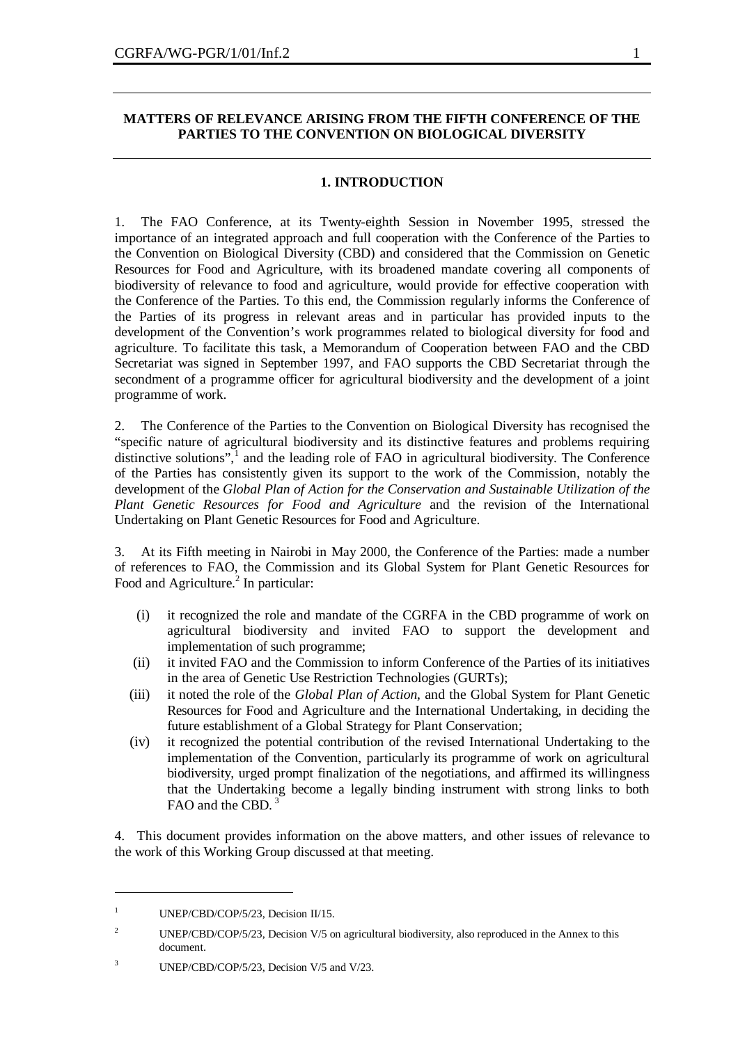## MATTERS OF RELEVANCE ARISING FROM THE FIFTH CONFERENCE OF THE PARTIES TO THE CONVENTION ON BIOLOGICAL DIVERSITY

### 1. INTRODUCTION

1. The FAO Conference, at its Twenty-eighth Session in November 1995, stressed the importance of an integrated approach and full cooperation with the Conference of the Parties to the Convention on Biological Diversity (CBD) and considered that the Commission on Genetic Resources for Food and Agriculture, with its broadened mandate covering all components of biodiversity of relevance to food and agriculture, would provide for effective cooperation with the Conference of the Parties. To this end, the Commission regularly informs the Conference of the Parties of its progress in relevant areas and in particular has provided inputs to the development of the Convention's work programmes related to biological diversity for food and agriculture. To facilitate this task, a Memorandum of Cooperation between FAO and the CBD Secretariat was signed in September 1997, and FAO supports the CBD Secretariat through the secondment of a programme officer for agricultural biodiversity and the development of a joint programme of work.

2. The Conference of the Parties to the Convention on Biological Diversity has recognised the "specific nature of agricultural biodiversity and its distinctive features and problems requiring distinctive solutions",[1] and the leading role of FAO in agricultural biodiversity. The Conference of the Parties has consistently given its support to the work of the Commission, notably the development of the *Global Plan of Action for the Conservation and Sustainable Utilization of the Plant Genetic Resources for Food and Agriculture* and the revision of the International Undertaking on Plant Genetic Resources for Food and Agriculture.

3. At its Fifth meeting in Nairobi in May 2000, the Conference of the Parties: made a number of references to FAO, the Commission and its Global System for Plant Genetic Resources for Food and Agriculture.[2] In particular:

(i) it recognized the role and mandate of the CGRFA in the CBD programme of work on agricultural biodiversity and invited FAO to support the development and implementation of such programme;

(ii) it invited FAO and the Commission to inform Conference of the Parties of its initiatives in the area of Genetic Use Restriction Technologies (GURTs);

(iii) it noted the role of the *Global Plan of Action*, and the Global System for Plant Genetic Resources for Food and Agriculture and the International Undertaking, in deciding the future establishment of a Global Strategy for Plant Conservation;

(iv) it recognized the potential contribution of the revised International Undertaking to the implementation of the Convention, particularly its programme of work on agricultural biodiversity, urged prompt finalization of the negotiations, and affirmed its willingness that the Undertaking become a legally binding instrument with strong links to both FAO and the CBD.[3]

4. This document provides information on the above matters, and other issues of relevance to the work of this Working Group discussed at that meeting.

---

[1] UNEP/CBD/COP/5/23, Decision II/15.

[2] UNEP/CBD/COP/5/23, Decision V/5 on agricultural biodiversity, also reproduced in the Annex to this document.

[3] UNEP/CBD/COP/5/23, Decision V/5 and V/23.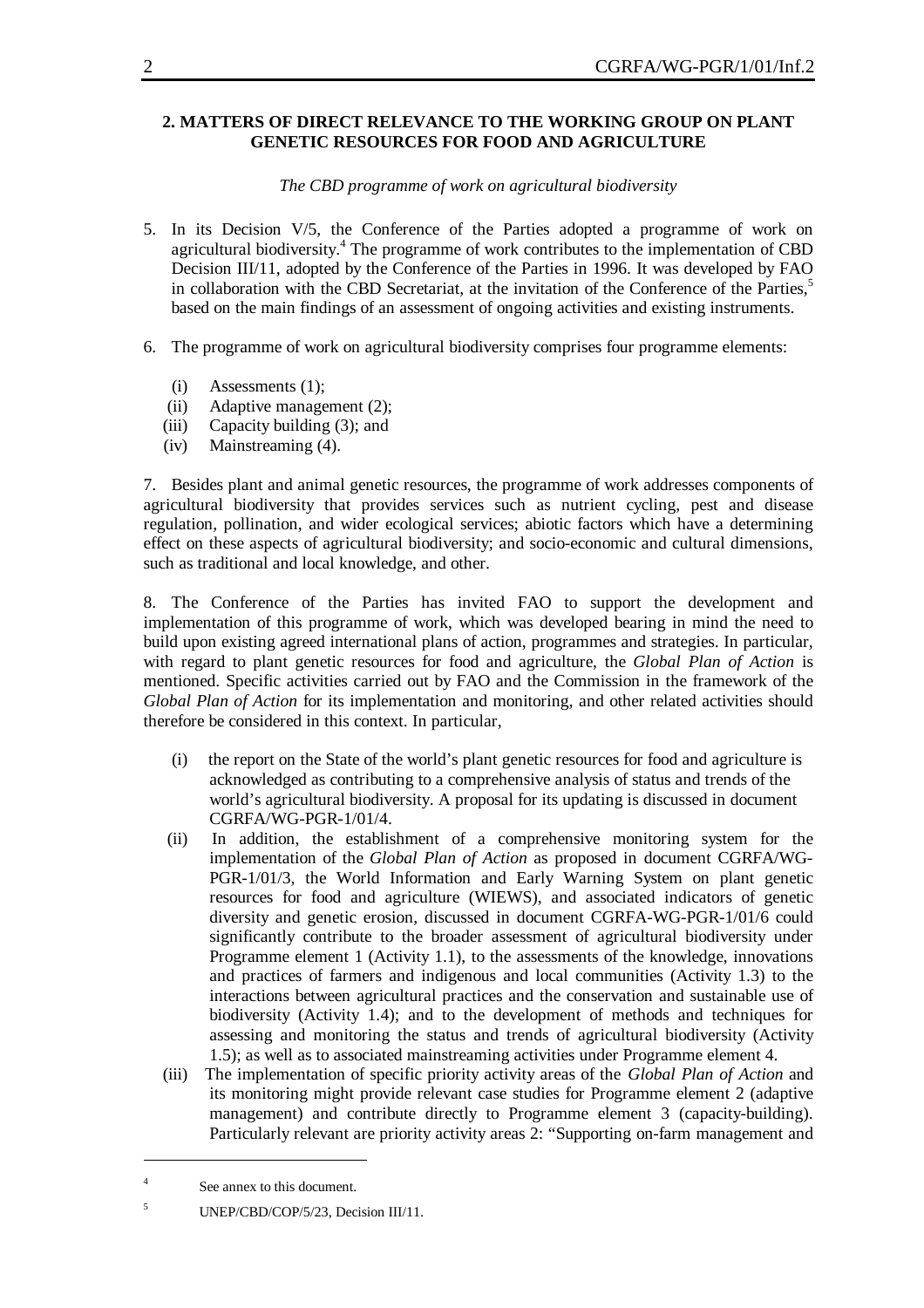## 2. MATTERS OF DIRECT RELEVANCE TO THE WORKING GROUP ON PLANT GENETIC RESOURCES FOR FOOD AND AGRICULTURE

*The CBD programme of work on agricultural biodiversity*

5. In its Decision V/5, the Conference of the Parties adopted a programme of work on agricultural biodiversity.[4] The programme of work contributes to the implementation of CBD Decision III/11, adopted by the Conference of the Parties in 1996. It was developed by FAO in collaboration with the CBD Secretariat, at the invitation of the Conference of the Parties,[5] based on the main findings of an assessment of ongoing activities and existing instruments.

6. The programme of work on agricultural biodiversity comprises four programme elements:

   (i) Assessments (1);
   (ii) Adaptive management (2);
   (iii) Capacity building (3); and
   (iv) Mainstreaming (4).

7. Besides plant and animal genetic resources, the programme of work addresses components of agricultural biodiversity that provides services such as nutrient cycling, pest and disease regulation, pollination, and wider ecological services; abiotic factors which have a determining effect on these aspects of agricultural biodiversity; and socio-economic and cultural dimensions, such as traditional and local knowledge, and other.

8. The Conference of the Parties has invited FAO to support the development and implementation of this programme of work, which was developed bearing in mind the need to build upon existing agreed international plans of action, programmes and strategies. In particular, with regard to plant genetic resources for food and agriculture, the *Global Plan of Action* is mentioned. Specific activities carried out by FAO and the Commission in the framework of the *Global Plan of Action* for its implementation and monitoring, and other related activities should therefore be considered in this context. In particular,

   (i) the report on the State of the world's plant genetic resources for food and agriculture is acknowledged as contributing to a comprehensive analysis of status and trends of the world's agricultural biodiversity. A proposal for its updating is discussed in document CGRFA/WG-PGR-1/01/4.
   (ii) In addition, the establishment of a comprehensive monitoring system for the implementation of the *Global Plan of Action* as proposed in document CGRFA/WG-PGR-1/01/3, the World Information and Early Warning System on plant genetic resources for food and agriculture (WIEWS), and associated indicators of genetic diversity and genetic erosion, discussed in document CGRFA-WG-PGR-1/01/6 could significantly contribute to the broader assessment of agricultural biodiversity under Programme element 1 (Activity 1.1), to the assessments of the knowledge, innovations and practices of farmers and indigenous and local communities (Activity 1.3) to the interactions between agricultural practices and the conservation and sustainable use of biodiversity (Activity 1.4); and to the development of methods and techniques for assessing and monitoring the status and trends of agricultural biodiversity (Activity 1.5); as well as to associated mainstreaming activities under Programme element 4.
   (iii) The implementation of specific priority activity areas of the *Global Plan of Action* and its monitoring might provide relevant case studies for Programme element 2 (adaptive management) and contribute directly to Programme element 3 (capacity-building). Particularly relevant are priority activity areas 2: "Supporting on-farm management and

---

[4] See annex to this document.

[5] UNEP/CBD/COP/5/23, Decision III/11.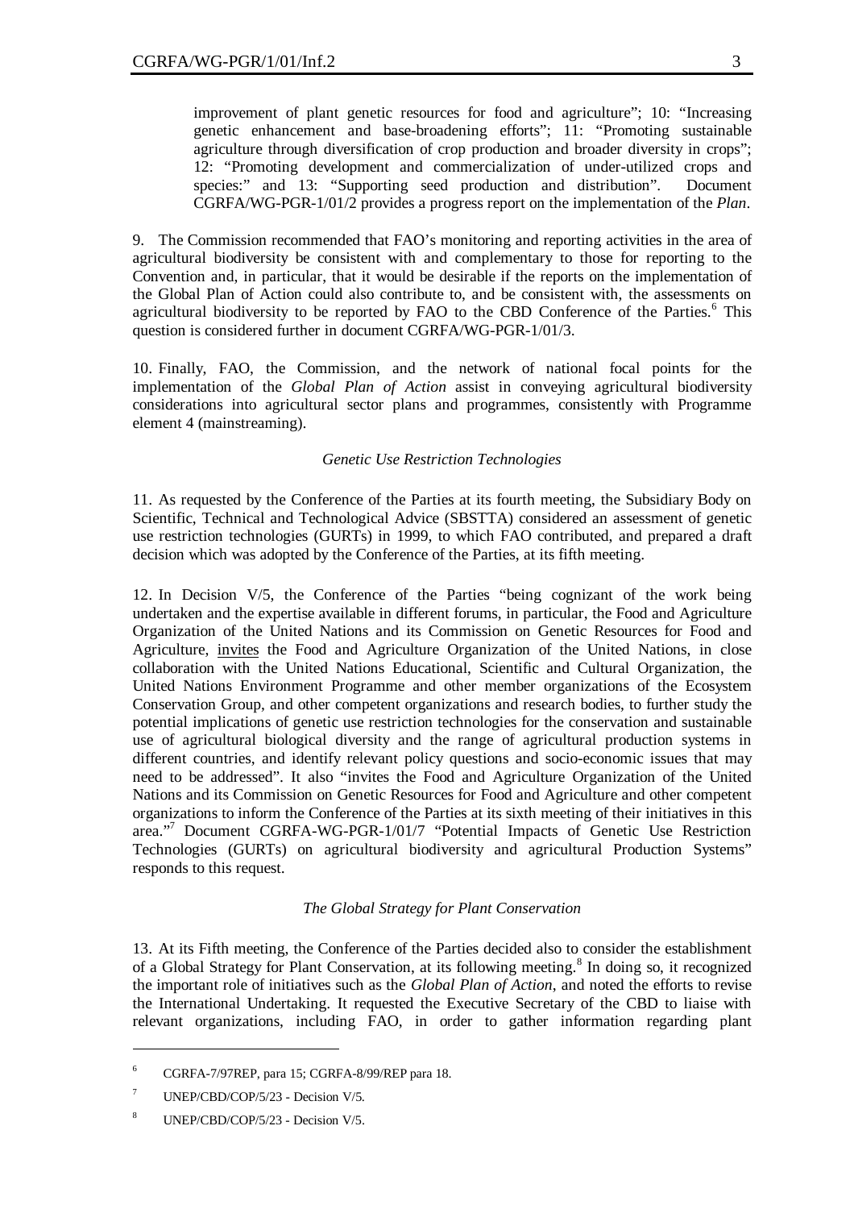improvement of plant genetic resources for food and agriculture"; 10: "Increasing genetic enhancement and base-broadening efforts"; 11: "Promoting sustainable agriculture through diversification of crop production and broader diversity in crops"; 12: "Promoting development and commercialization of under-utilized crops and species:" and 13: "Supporting seed production and distribution". Document CGRFA/WG-PGR-1/01/2 provides a progress report on the implementation of the *Plan*.

9. The Commission recommended that FAO's monitoring and reporting activities in the area of agricultural biodiversity be consistent with and complementary to those for reporting to the Convention and, in particular, that it would be desirable if the reports on the implementation of the Global Plan of Action could also contribute to, and be consistent with, the assessments on agricultural biodiversity to be reported by FAO to the CBD Conference of the Parties.[6] This question is considered further in document CGRFA/WG-PGR-1/01/3.

10. Finally, FAO, the Commission, and the network of national focal points for the implementation of the *Global Plan of Action* assist in conveying agricultural biodiversity considerations into agricultural sector plans and programmes, consistently with Programme element 4 (mainstreaming).

### *Genetic Use Restriction Technologies*

11. As requested by the Conference of the Parties at its fourth meeting, the Subsidiary Body on Scientific, Technical and Technological Advice (SBSTTA) considered an assessment of genetic use restriction technologies (GURTs) in 1999, to which FAO contributed, and prepared a draft decision which was adopted by the Conference of the Parties, at its fifth meeting.

12. In Decision V/5, the Conference of the Parties "being cognizant of the work being undertaken and the expertise available in different forums, in particular, the Food and Agriculture Organization of the United Nations and its Commission on Genetic Resources for Food and Agriculture, invites the Food and Agriculture Organization of the United Nations, in close collaboration with the United Nations Educational, Scientific and Cultural Organization, the United Nations Environment Programme and other member organizations of the Ecosystem Conservation Group, and other competent organizations and research bodies, to further study the potential implications of genetic use restriction technologies for the conservation and sustainable use of agricultural biological diversity and the range of agricultural production systems in different countries, and identify relevant policy questions and socio-economic issues that may need to be addressed". It also "invites the Food and Agriculture Organization of the United Nations and its Commission on Genetic Resources for Food and Agriculture and other competent organizations to inform the Conference of the Parties at its sixth meeting of their initiatives in this area."[7] Document CGRFA-WG-PGR-1/01/7 "Potential Impacts of Genetic Use Restriction Technologies (GURTs) on agricultural biodiversity and agricultural Production Systems" responds to this request.

### *The Global Strategy for Plant Conservation*

13. At its Fifth meeting, the Conference of the Parties decided also to consider the establishment of a Global Strategy for Plant Conservation, at its following meeting.[8] In doing so, it recognized the important role of initiatives such as the *Global Plan of Action*, and noted the efforts to revise the International Undertaking. It requested the Executive Secretary of the CBD to liaise with relevant organizations, including FAO, in order to gather information regarding plant

---

[6] CGRFA-7/97REP, para 15; CGRFA-8/99/REP para 18.

[7] UNEP/CBD/COP/5/23 - Decision V/5.

[8] UNEP/CBD/COP/5/23 - Decision V/5.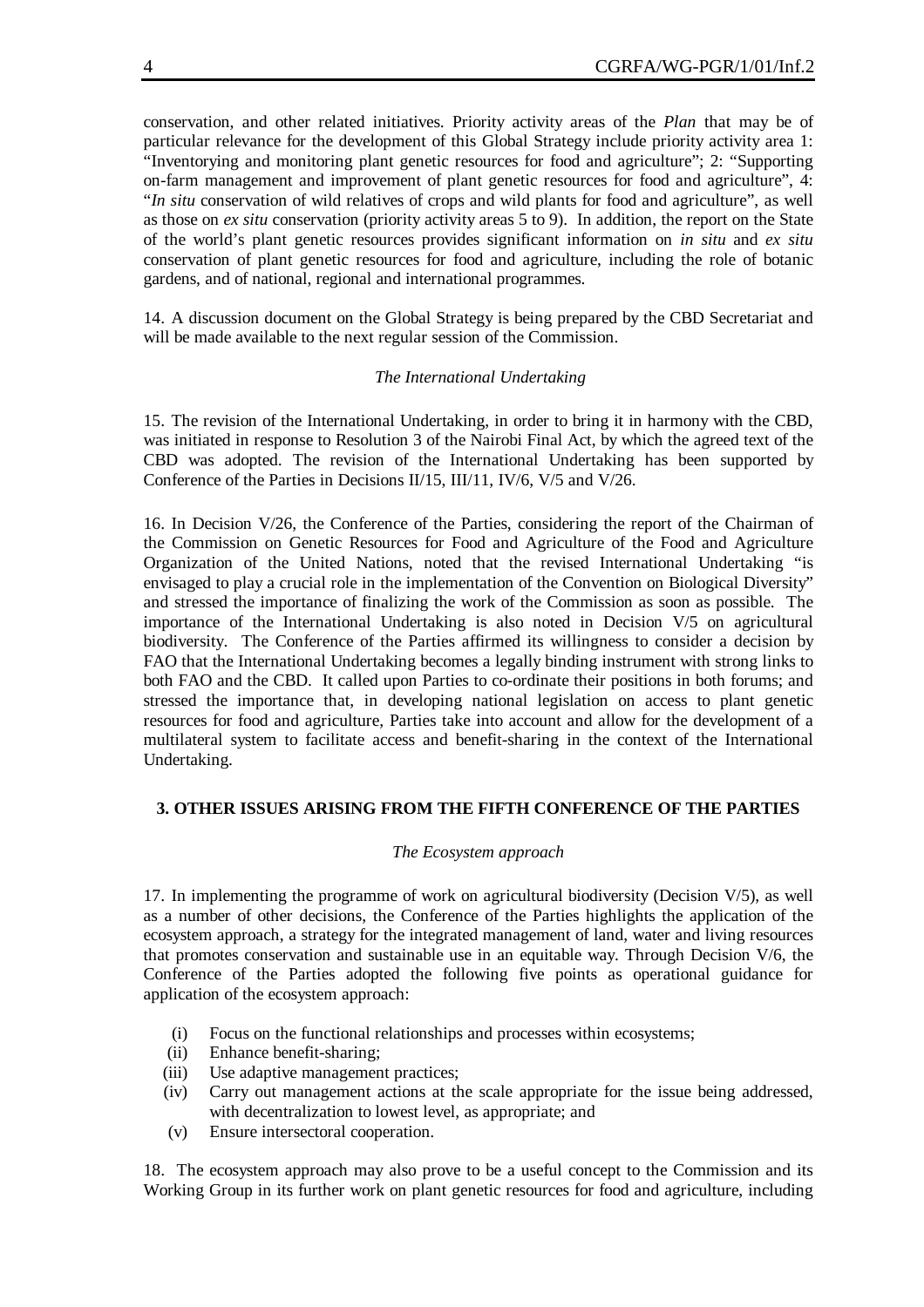conservation, and other related initiatives. Priority activity areas of the *Plan* that may be of particular relevance for the development of this Global Strategy include priority activity area 1: "Inventorying and monitoring plant genetic resources for food and agriculture"; 2: "Supporting on-farm management and improvement of plant genetic resources for food and agriculture", 4: "*In situ* conservation of wild relatives of crops and wild plants for food and agriculture", as well as those on *ex situ* conservation (priority activity areas 5 to 9). In addition, the report on the State of the world's plant genetic resources provides significant information on *in situ* and *ex situ* conservation of plant genetic resources for food and agriculture, including the role of botanic gardens, and of national, regional and international programmes.

14. A discussion document on the Global Strategy is being prepared by the CBD Secretariat and will be made available to the next regular session of the Commission.

*The International Undertaking*

15. The revision of the International Undertaking, in order to bring it in harmony with the CBD, was initiated in response to Resolution 3 of the Nairobi Final Act, by which the agreed text of the CBD was adopted. The revision of the International Undertaking has been supported by Conference of the Parties in Decisions II/15, III/11, IV/6, V/5 and V/26.

16. In Decision V/26, the Conference of the Parties, considering the report of the Chairman of the Commission on Genetic Resources for Food and Agriculture of the Food and Agriculture Organization of the United Nations, noted that the revised International Undertaking "is envisaged to play a crucial role in the implementation of the Convention on Biological Diversity" and stressed the importance of finalizing the work of the Commission as soon as possible. The importance of the International Undertaking is also noted in Decision V/5 on agricultural biodiversity. The Conference of the Parties affirmed its willingness to consider a decision by FAO that the International Undertaking becomes a legally binding instrument with strong links to both FAO and the CBD. It called upon Parties to co-ordinate their positions in both forums; and stressed the importance that, in developing national legislation on access to plant genetic resources for food and agriculture, Parties take into account and allow for the development of a multilateral system to facilitate access and benefit-sharing in the context of the International Undertaking.

## 3. OTHER ISSUES ARISING FROM THE FIFTH CONFERENCE OF THE PARTIES

*The Ecosystem approach*

17. In implementing the programme of work on agricultural biodiversity (Decision V/5), as well as a number of other decisions, the Conference of the Parties highlights the application of the ecosystem approach, a strategy for the integrated management of land, water and living resources that promotes conservation and sustainable use in an equitable way. Through Decision V/6, the Conference of the Parties adopted the following five points as operational guidance for application of the ecosystem approach:

(i) Focus on the functional relationships and processes within ecosystems;
(ii) Enhance benefit-sharing;
(iii) Use adaptive management practices;
(iv) Carry out management actions at the scale appropriate for the issue being addressed, with decentralization to lowest level, as appropriate; and
(v) Ensure intersectoral cooperation.

18. The ecosystem approach may also prove to be a useful concept to the Commission and its Working Group in its further work on plant genetic resources for food and agriculture, including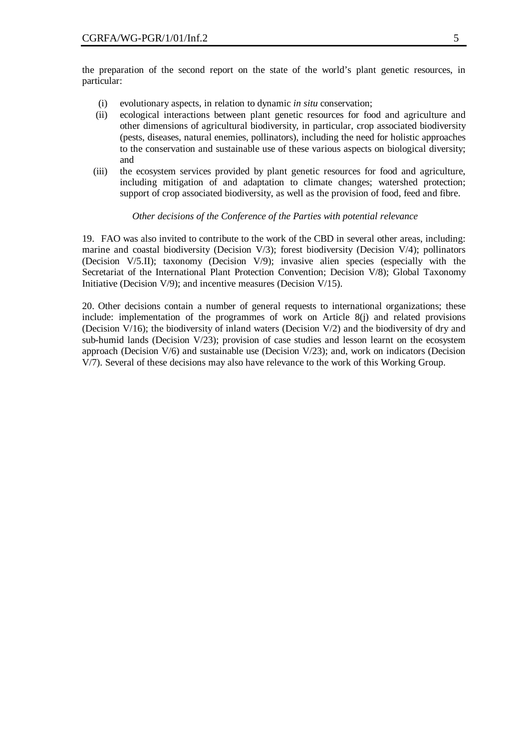the preparation of the second report on the state of the world's plant genetic resources, in particular:

(i) evolutionary aspects, in relation to dynamic *in situ* conservation;

(ii) ecological interactions between plant genetic resources for food and agriculture and other dimensions of agricultural biodiversity, in particular, crop associated biodiversity (pests, diseases, natural enemies, pollinators), including the need for holistic approaches to the conservation and sustainable use of these various aspects on biological diversity; and

(iii) the ecosystem services provided by plant genetic resources for food and agriculture, including mitigation of and adaptation to climate changes; watershed protection; support of crop associated biodiversity, as well as the provision of food, feed and fibre.

*Other decisions of the Conference of the Parties with potential relevance*

19. FAO was also invited to contribute to the work of the CBD in several other areas, including: marine and coastal biodiversity (Decision V/3); forest biodiversity (Decision V/4); pollinators (Decision V/5.II); taxonomy (Decision V/9); invasive alien species (especially with the Secretariat of the International Plant Protection Convention; Decision V/8); Global Taxonomy Initiative (Decision V/9); and incentive measures (Decision V/15).

20. Other decisions contain a number of general requests to international organizations; these include: implementation of the programmes of work on Article 8(j) and related provisions (Decision V/16); the biodiversity of inland waters (Decision V/2) and the biodiversity of dry and sub-humid lands (Decision V/23); provision of case studies and lesson learnt on the ecosystem approach (Decision V/6) and sustainable use (Decision V/23); and, work on indicators (Decision V/7). Several of these decisions may also have relevance to the work of this Working Group.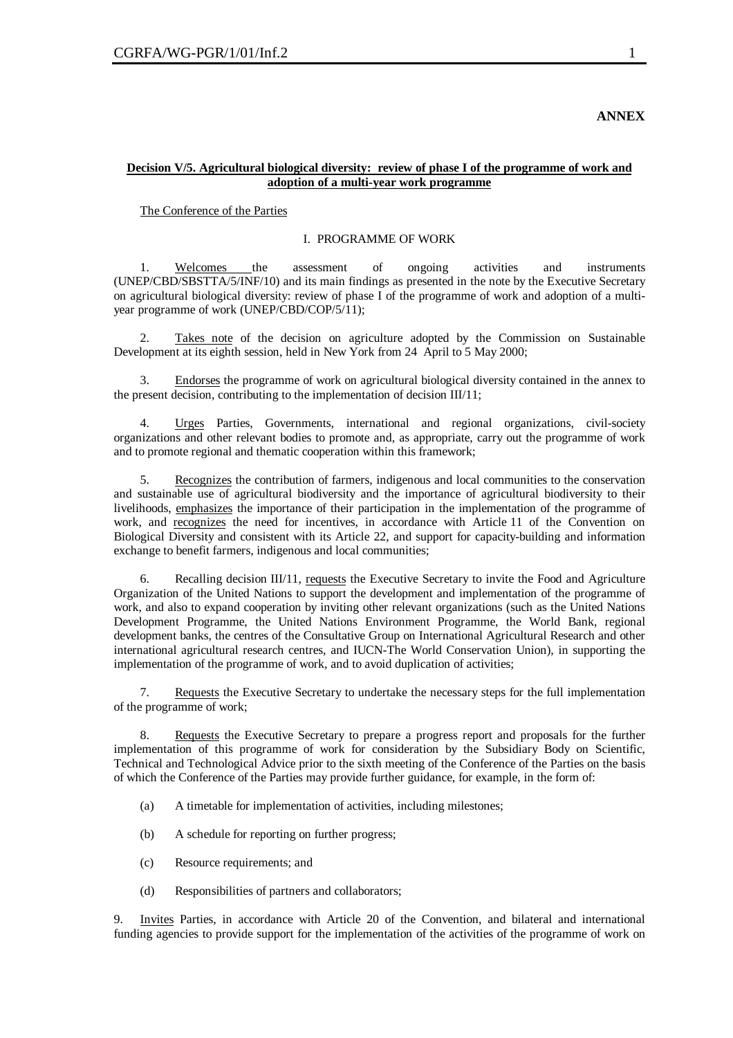**ANNEX**

**Decision V/5. Agricultural biological diversity: review of phase I of the programme of work and adoption of a multi-year work programme**

The Conference of the Parties

I. PROGRAMME OF WORK

1. Welcomes the assessment of ongoing activities and instruments (UNEP/CBD/SBSTTA/5/INF/10) and its main findings as presented in the note by the Executive Secretary on agricultural biological diversity: review of phase I of the programme of work and adoption of a multi-year programme of work (UNEP/CBD/COP/5/11);

2. Takes note of the decision on agriculture adopted by the Commission on Sustainable Development at its eighth session, held in New York from 24 April to 5 May 2000;

3. Endorses the programme of work on agricultural biological diversity contained in the annex to the present decision, contributing to the implementation of decision III/11;

4. Urges Parties, Governments, international and regional organizations, civil-society organizations and other relevant bodies to promote and, as appropriate, carry out the programme of work and to promote regional and thematic cooperation within this framework;

5. Recognizes the contribution of farmers, indigenous and local communities to the conservation and sustainable use of agricultural biodiversity and the importance of agricultural biodiversity to their livelihoods, emphasizes the importance of their participation in the implementation of the programme of work, and recognizes the need for incentives, in accordance with Article 11 of the Convention on Biological Diversity and consistent with its Article 22, and support for capacity-building and information exchange to benefit farmers, indigenous and local communities;

6. Recalling decision III/11, requests the Executive Secretary to invite the Food and Agriculture Organization of the United Nations to support the development and implementation of the programme of work, and also to expand cooperation by inviting other relevant organizations (such as the United Nations Development Programme, the United Nations Environment Programme, the World Bank, regional development banks, the centres of the Consultative Group on International Agricultural Research and other international agricultural research centres, and IUCN-The World Conservation Union), in supporting the implementation of the programme of work, and to avoid duplication of activities;

7. Requests the Executive Secretary to undertake the necessary steps for the full implementation of the programme of work;

8. Requests the Executive Secretary to prepare a progress report and proposals for the further implementation of this programme of work for consideration by the Subsidiary Body on Scientific, Technical and Technological Advice prior to the sixth meeting of the Conference of the Parties on the basis of which the Conference of the Parties may provide further guidance, for example, in the form of:

(a) A timetable for implementation of activities, including milestones;

(b) A schedule for reporting on further progress;

(c) Resource requirements; and

(d) Responsibilities of partners and collaborators;

9. Invites Parties, in accordance with Article 20 of the Convention, and bilateral and international funding agencies to provide support for the implementation of the activities of the programme of work on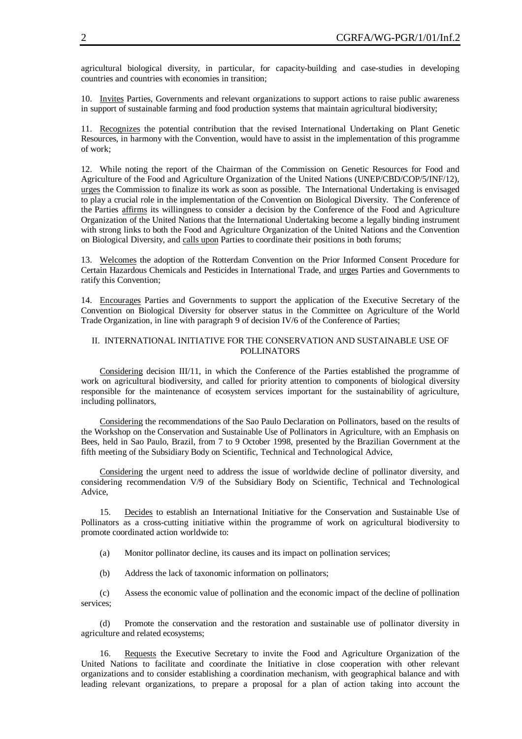agricultural biological diversity, in particular, for capacity-building and case-studies in developing countries and countries with economies in transition;

10. Invites Parties, Governments and relevant organizations to support actions to raise public awareness in support of sustainable farming and food production systems that maintain agricultural biodiversity;

11. Recognizes the potential contribution that the revised International Undertaking on Plant Genetic Resources, in harmony with the Convention, would have to assist in the implementation of this programme of work;

12. While noting the report of the Chairman of the Commission on Genetic Resources for Food and Agriculture of the Food and Agriculture Organization of the United Nations (UNEP/CBD/COP/5/INF/12), urges the Commission to finalize its work as soon as possible. The International Undertaking is envisaged to play a crucial role in the implementation of the Convention on Biological Diversity. The Conference of the Parties affirms its willingness to consider a decision by the Conference of the Food and Agriculture Organization of the United Nations that the International Undertaking become a legally binding instrument with strong links to both the Food and Agriculture Organization of the United Nations and the Convention on Biological Diversity, and calls upon Parties to coordinate their positions in both forums;

13. Welcomes the adoption of the Rotterdam Convention on the Prior Informed Consent Procedure for Certain Hazardous Chemicals and Pesticides in International Trade, and urges Parties and Governments to ratify this Convention;

14. Encourages Parties and Governments to support the application of the Executive Secretary of the Convention on Biological Diversity for observer status in the Committee on Agriculture of the World Trade Organization, in line with paragraph 9 of decision IV/6 of the Conference of Parties;

## II. INTERNATIONAL INITIATIVE FOR THE CONSERVATION AND SUSTAINABLE USE OF POLLINATORS

Considering decision III/11, in which the Conference of the Parties established the programme of work on agricultural biodiversity, and called for priority attention to components of biological diversity responsible for the maintenance of ecosystem services important for the sustainability of agriculture, including pollinators,

Considering the recommendations of the Sao Paulo Declaration on Pollinators, based on the results of the Workshop on the Conservation and Sustainable Use of Pollinators in Agriculture, with an Emphasis on Bees, held in Sao Paulo, Brazil, from 7 to 9 October 1998, presented by the Brazilian Government at the fifth meeting of the Subsidiary Body on Scientific, Technical and Technological Advice,

Considering the urgent need to address the issue of worldwide decline of pollinator diversity, and considering recommendation V/9 of the Subsidiary Body on Scientific, Technical and Technological Advice,

15. Decides to establish an International Initiative for the Conservation and Sustainable Use of Pollinators as a cross-cutting initiative within the programme of work on agricultural biodiversity to promote coordinated action worldwide to:

(a) Monitor pollinator decline, its causes and its impact on pollination services;

(b) Address the lack of taxonomic information on pollinators;

(c) Assess the economic value of pollination and the economic impact of the decline of pollination services;

(d) Promote the conservation and the restoration and sustainable use of pollinator diversity in agriculture and related ecosystems;

16. Requests the Executive Secretary to invite the Food and Agriculture Organization of the United Nations to facilitate and coordinate the Initiative in close cooperation with other relevant organizations and to consider establishing a coordination mechanism, with geographical balance and with leading relevant organizations, to prepare a proposal for a plan of action taking into account the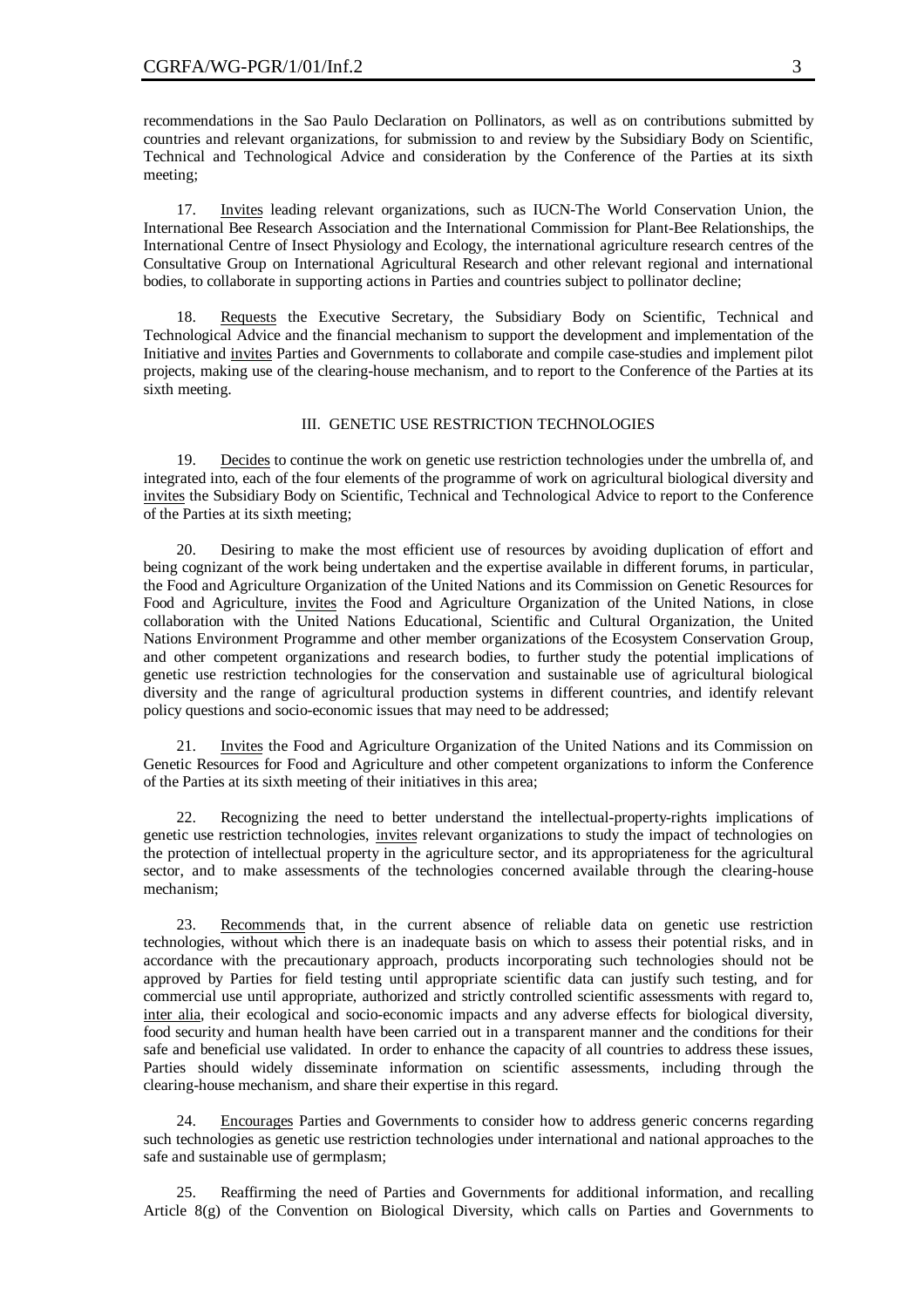recommendations in the Sao Paulo Declaration on Pollinators, as well as on contributions submitted by countries and relevant organizations, for submission to and review by the Subsidiary Body on Scientific, Technical and Technological Advice and consideration by the Conference of the Parties at its sixth meeting;

17. Invites leading relevant organizations, such as IUCN-The World Conservation Union, the International Bee Research Association and the International Commission for Plant-Bee Relationships, the International Centre of Insect Physiology and Ecology, the international agriculture research centres of the Consultative Group on International Agricultural Research and other relevant regional and international bodies, to collaborate in supporting actions in Parties and countries subject to pollinator decline;

18. Requests the Executive Secretary, the Subsidiary Body on Scientific, Technical and Technological Advice and the financial mechanism to support the development and implementation of the Initiative and invites Parties and Governments to collaborate and compile case-studies and implement pilot projects, making use of the clearing-house mechanism, and to report to the Conference of the Parties at its sixth meeting.

## III. GENETIC USE RESTRICTION TECHNOLOGIES

19. Decides to continue the work on genetic use restriction technologies under the umbrella of, and integrated into, each of the four elements of the programme of work on agricultural biological diversity and invites the Subsidiary Body on Scientific, Technical and Technological Advice to report to the Conference of the Parties at its sixth meeting;

20. Desiring to make the most efficient use of resources by avoiding duplication of effort and being cognizant of the work being undertaken and the expertise available in different forums, in particular, the Food and Agriculture Organization of the United Nations and its Commission on Genetic Resources for Food and Agriculture, invites the Food and Agriculture Organization of the United Nations, in close collaboration with the United Nations Educational, Scientific and Cultural Organization, the United Nations Environment Programme and other member organizations of the Ecosystem Conservation Group, and other competent organizations and research bodies, to further study the potential implications of genetic use restriction technologies for the conservation and sustainable use of agricultural biological diversity and the range of agricultural production systems in different countries, and identify relevant policy questions and socio-economic issues that may need to be addressed;

21. Invites the Food and Agriculture Organization of the United Nations and its Commission on Genetic Resources for Food and Agriculture and other competent organizations to inform the Conference of the Parties at its sixth meeting of their initiatives in this area;

22. Recognizing the need to better understand the intellectual-property-rights implications of genetic use restriction technologies, invites relevant organizations to study the impact of technologies on the protection of intellectual property in the agriculture sector, and its appropriateness for the agricultural sector, and to make assessments of the technologies concerned available through the clearing-house mechanism;

23. Recommends that, in the current absence of reliable data on genetic use restriction technologies, without which there is an inadequate basis on which to assess their potential risks, and in accordance with the precautionary approach, products incorporating such technologies should not be approved by Parties for field testing until appropriate scientific data can justify such testing, and for commercial use until appropriate, authorized and strictly controlled scientific assessments with regard to, inter alia, their ecological and socio-economic impacts and any adverse effects for biological diversity, food security and human health have been carried out in a transparent manner and the conditions for their safe and beneficial use validated. In order to enhance the capacity of all countries to address these issues, Parties should widely disseminate information on scientific assessments, including through the clearing-house mechanism, and share their expertise in this regard.

24. Encourages Parties and Governments to consider how to address generic concerns regarding such technologies as genetic use restriction technologies under international and national approaches to the safe and sustainable use of germplasm;

25. Reaffirming the need of Parties and Governments for additional information, and recalling Article 8(g) of the Convention on Biological Diversity, which calls on Parties and Governments to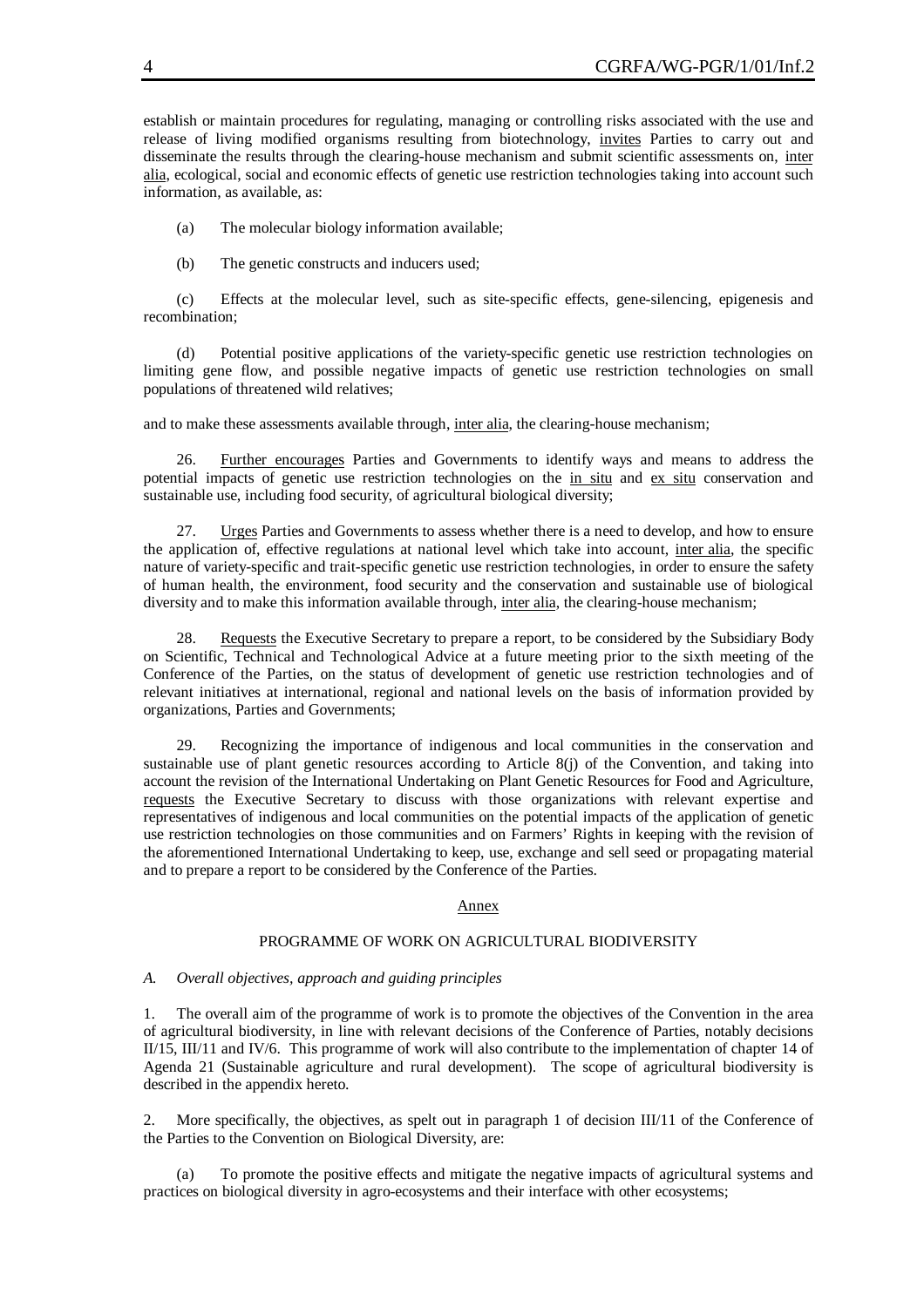establish or maintain procedures for regulating, managing or controlling risks associated with the use and release of living modified organisms resulting from biotechnology, invites Parties to carry out and disseminate the results through the clearing-house mechanism and submit scientific assessments on, inter alia, ecological, social and economic effects of genetic use restriction technologies taking into account such information, as available, as:

(a) The molecular biology information available;

(b) The genetic constructs and inducers used;

(c) Effects at the molecular level, such as site-specific effects, gene-silencing, epigenesis and recombination;

(d) Potential positive applications of the variety-specific genetic use restriction technologies on limiting gene flow, and possible negative impacts of genetic use restriction technologies on small populations of threatened wild relatives;

and to make these assessments available through, inter alia, the clearing-house mechanism;

26. Further encourages Parties and Governments to identify ways and means to address the potential impacts of genetic use restriction technologies on the in situ and ex situ conservation and sustainable use, including food security, of agricultural biological diversity;

27. Urges Parties and Governments to assess whether there is a need to develop, and how to ensure the application of, effective regulations at national level which take into account, inter alia, the specific nature of variety-specific and trait-specific genetic use restriction technologies, in order to ensure the safety of human health, the environment, food security and the conservation and sustainable use of biological diversity and to make this information available through, inter alia, the clearing-house mechanism;

28. Requests the Executive Secretary to prepare a report, to be considered by the Subsidiary Body on Scientific, Technical and Technological Advice at a future meeting prior to the sixth meeting of the Conference of the Parties, on the status of development of genetic use restriction technologies and of relevant initiatives at international, regional and national levels on the basis of information provided by organizations, Parties and Governments;

29. Recognizing the importance of indigenous and local communities in the conservation and sustainable use of plant genetic resources according to Article 8(j) of the Convention, and taking into account the revision of the International Undertaking on Plant Genetic Resources for Food and Agriculture, requests the Executive Secretary to discuss with those organizations with relevant expertise and representatives of indigenous and local communities on the potential impacts of the application of genetic use restriction technologies on those communities and on Farmers' Rights in keeping with the revision of the aforementioned International Undertaking to keep, use, exchange and sell seed or propagating material and to prepare a report to be considered by the Conference of the Parties.

## Annex

## PROGRAMME OF WORK ON AGRICULTURAL BIODIVERSITY

### *A. Overall objectives, approach and guiding principles*

1. The overall aim of the programme of work is to promote the objectives of the Convention in the area of agricultural biodiversity, in line with relevant decisions of the Conference of Parties, notably decisions II/15, III/11 and IV/6. This programme of work will also contribute to the implementation of chapter 14 of Agenda 21 (Sustainable agriculture and rural development). The scope of agricultural biodiversity is described in the appendix hereto.

2. More specifically, the objectives, as spelt out in paragraph 1 of decision III/11 of the Conference of the Parties to the Convention on Biological Diversity, are:

(a) To promote the positive effects and mitigate the negative impacts of agricultural systems and practices on biological diversity in agro-ecosystems and their interface with other ecosystems;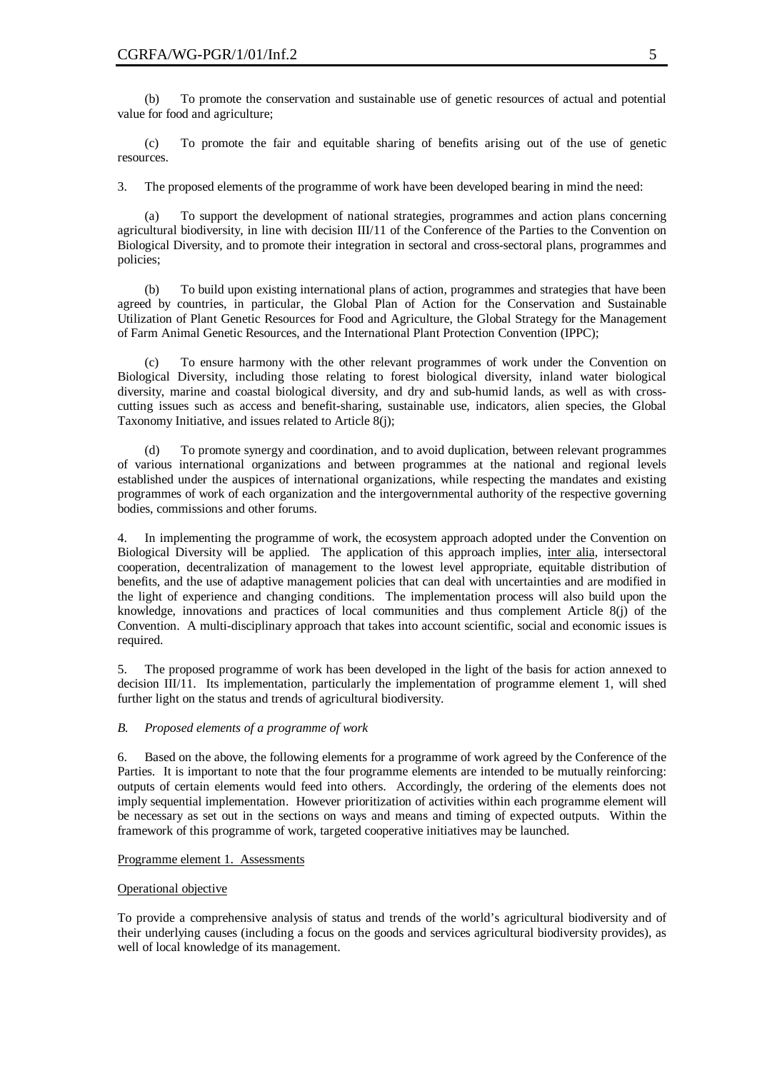(b) To promote the conservation and sustainable use of genetic resources of actual and potential value for food and agriculture;

(c) To promote the fair and equitable sharing of benefits arising out of the use of genetic resources.

3. The proposed elements of the programme of work have been developed bearing in mind the need:

(a) To support the development of national strategies, programmes and action plans concerning agricultural biodiversity, in line with decision III/11 of the Conference of the Parties to the Convention on Biological Diversity, and to promote their integration in sectoral and cross-sectoral plans, programmes and policies;

(b) To build upon existing international plans of action, programmes and strategies that have been agreed by countries, in particular, the Global Plan of Action for the Conservation and Sustainable Utilization of Plant Genetic Resources for Food and Agriculture, the Global Strategy for the Management of Farm Animal Genetic Resources, and the International Plant Protection Convention (IPPC);

(c) To ensure harmony with the other relevant programmes of work under the Convention on Biological Diversity, including those relating to forest biological diversity, inland water biological diversity, marine and coastal biological diversity, and dry and sub-humid lands, as well as with cross-cutting issues such as access and benefit-sharing, sustainable use, indicators, alien species, the Global Taxonomy Initiative, and issues related to Article 8(j);

(d) To promote synergy and coordination, and to avoid duplication, between relevant programmes of various international organizations and between programmes at the national and regional levels established under the auspices of international organizations, while respecting the mandates and existing programmes of work of each organization and the intergovernmental authority of the respective governing bodies, commissions and other forums.

4. In implementing the programme of work, the ecosystem approach adopted under the Convention on Biological Diversity will be applied. The application of this approach implies, inter alia, intersectoral cooperation, decentralization of management to the lowest level appropriate, equitable distribution of benefits, and the use of adaptive management policies that can deal with uncertainties and are modified in the light of experience and changing conditions. The implementation process will also build upon the knowledge, innovations and practices of local communities and thus complement Article 8(j) of the Convention. A multi-disciplinary approach that takes into account scientific, social and economic issues is required.

5. The proposed programme of work has been developed in the light of the basis for action annexed to decision III/11. Its implementation, particularly the implementation of programme element 1, will shed further light on the status and trends of agricultural biodiversity.

### *B. Proposed elements of a programme of work*

6. Based on the above, the following elements for a programme of work agreed by the Conference of the Parties. It is important to note that the four programme elements are intended to be mutually reinforcing: outputs of certain elements would feed into others. Accordingly, the ordering of the elements does not imply sequential implementation. However prioritization of activities within each programme element will be necessary as set out in the sections on ways and means and timing of expected outputs. Within the framework of this programme of work, targeted cooperative initiatives may be launched.

#### Programme element 1. Assessments

Operational objective

To provide a comprehensive analysis of status and trends of the world's agricultural biodiversity and of their underlying causes (including a focus on the goods and services agricultural biodiversity provides), as well of local knowledge of its management.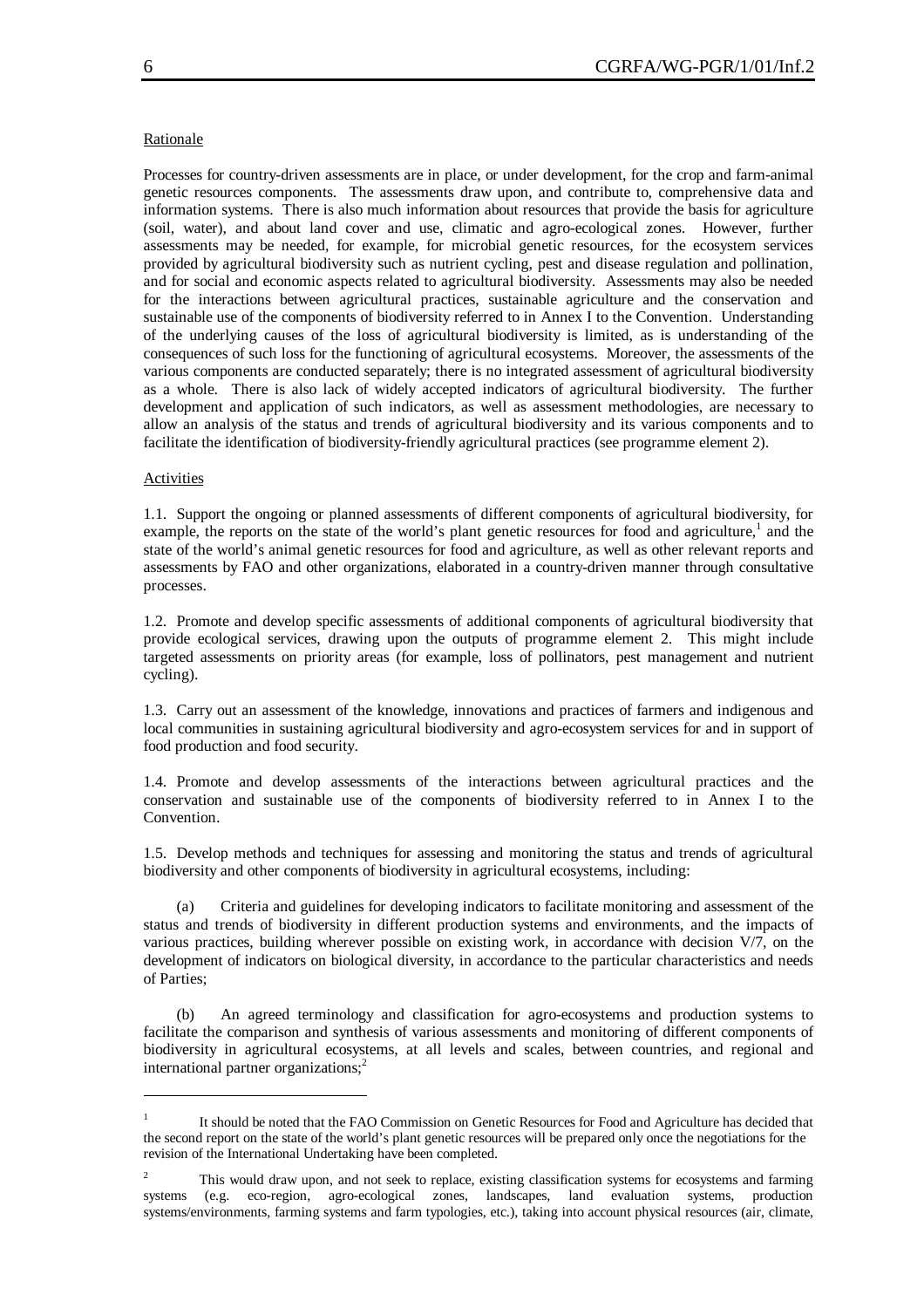Rationale

Processes for country-driven assessments are in place, or under development, for the crop and farm-animal genetic resources components. The assessments draw upon, and contribute to, comprehensive data and information systems. There is also much information about resources that provide the basis for agriculture (soil, water), and about land cover and use, climatic and agro-ecological zones. However, further assessments may be needed, for example, for microbial genetic resources, for the ecosystem services provided by agricultural biodiversity such as nutrient cycling, pest and disease regulation and pollination, and for social and economic aspects related to agricultural biodiversity. Assessments may also be needed for the interactions between agricultural practices, sustainable agriculture and the conservation and sustainable use of the components of biodiversity referred to in Annex I to the Convention. Understanding of the underlying causes of the loss of agricultural biodiversity is limited, as is understanding of the consequences of such loss for the functioning of agricultural ecosystems. Moreover, the assessments of the various components are conducted separately; there is no integrated assessment of agricultural biodiversity as a whole. There is also lack of widely accepted indicators of agricultural biodiversity. The further development and application of such indicators, as well as assessment methodologies, are necessary to allow an analysis of the status and trends of agricultural biodiversity and its various components and to facilitate the identification of biodiversity-friendly agricultural practices (see programme element 2).

Activities

1.1. Support the ongoing or planned assessments of different components of agricultural biodiversity, for example, the reports on the state of the world's plant genetic resources for food and agriculture,[1] and the state of the world's animal genetic resources for food and agriculture, as well as other relevant reports and assessments by FAO and other organizations, elaborated in a country-driven manner through consultative processes.

1.2. Promote and develop specific assessments of additional components of agricultural biodiversity that provide ecological services, drawing upon the outputs of programme element 2. This might include targeted assessments on priority areas (for example, loss of pollinators, pest management and nutrient cycling).

1.3. Carry out an assessment of the knowledge, innovations and practices of farmers and indigenous and local communities in sustaining agricultural biodiversity and agro-ecosystem services for and in support of food production and food security.

1.4. Promote and develop assessments of the interactions between agricultural practices and the conservation and sustainable use of the components of biodiversity referred to in Annex I to the Convention.

1.5. Develop methods and techniques for assessing and monitoring the status and trends of agricultural biodiversity and other components of biodiversity in agricultural ecosystems, including:

(a) Criteria and guidelines for developing indicators to facilitate monitoring and assessment of the status and trends of biodiversity in different production systems and environments, and the impacts of various practices, building wherever possible on existing work, in accordance with decision V/7, on the development of indicators on biological diversity, in accordance to the particular characteristics and needs of Parties;

(b) An agreed terminology and classification for agro-ecosystems and production systems to facilitate the comparison and synthesis of various assessments and monitoring of different components of biodiversity in agricultural ecosystems, at all levels and scales, between countries, and regional and international partner organizations;[2]

---

[1] It should be noted that the FAO Commission on Genetic Resources for Food and Agriculture has decided that the second report on the state of the world's plant genetic resources will be prepared only once the negotiations for the revision of the International Undertaking have been completed.

[2] This would draw upon, and not seek to replace, existing classification systems for ecosystems and farming systems (e.g. eco-region, agro-ecological zones, landscapes, land evaluation systems, production systems/environments, farming systems and farm typologies, etc.), taking into account physical resources (air, climate,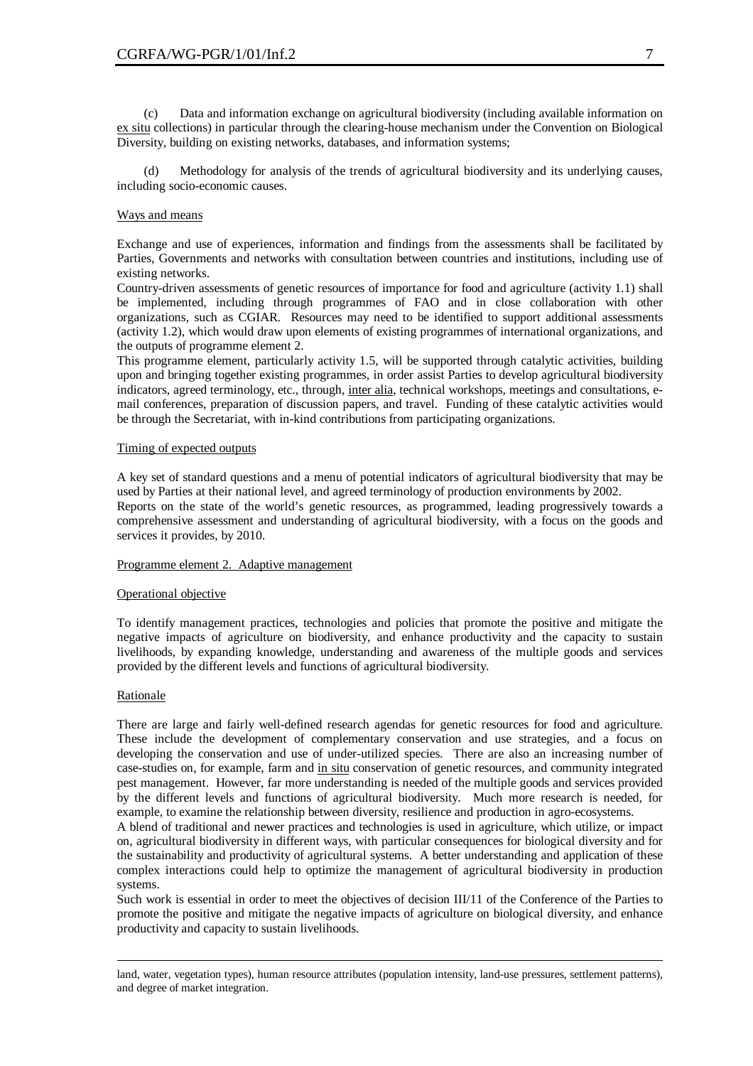(c) Data and information exchange on agricultural biodiversity (including available information on ex situ collections) in particular through the clearing-house mechanism under the Convention on Biological Diversity, building on existing networks, databases, and information systems;

(d) Methodology for analysis of the trends of agricultural biodiversity and its underlying causes, including socio-economic causes.

Ways and means

Exchange and use of experiences, information and findings from the assessments shall be facilitated by Parties, Governments and networks with consultation between countries and institutions, including use of existing networks.

Country-driven assessments of genetic resources of importance for food and agriculture (activity 1.1) shall be implemented, including through programmes of FAO and in close collaboration with other organizations, such as CGIAR. Resources may need to be identified to support additional assessments (activity 1.2), which would draw upon elements of existing programmes of international organizations, and the outputs of programme element 2.

This programme element, particularly activity 1.5, will be supported through catalytic activities, building upon and bringing together existing programmes, in order assist Parties to develop agricultural biodiversity indicators, agreed terminology, etc., through, inter alia, technical workshops, meetings and consultations, e-mail conferences, preparation of discussion papers, and travel. Funding of these catalytic activities would be through the Secretariat, with in-kind contributions from participating organizations.

Timing of expected outputs

A key set of standard questions and a menu of potential indicators of agricultural biodiversity that may be used by Parties at their national level, and agreed terminology of production environments by 2002.

Reports on the state of the world's genetic resources, as programmed, leading progressively towards a comprehensive assessment and understanding of agricultural biodiversity, with a focus on the goods and services it provides, by 2010.

Programme element 2. Adaptive management

Operational objective

To identify management practices, technologies and policies that promote the positive and mitigate the negative impacts of agriculture on biodiversity, and enhance productivity and the capacity to sustain livelihoods, by expanding knowledge, understanding and awareness of the multiple goods and services provided by the different levels and functions of agricultural biodiversity.

Rationale

There are large and fairly well-defined research agendas for genetic resources for food and agriculture. These include the development of complementary conservation and use strategies, and a focus on developing the conservation and use of under-utilized species. There are also an increasing number of case-studies on, for example, farm and in situ conservation of genetic resources, and community integrated pest management. However, far more understanding is needed of the multiple goods and services provided by the different levels and functions of agricultural biodiversity. Much more research is needed, for example, to examine the relationship between diversity, resilience and production in agro-ecosystems.

A blend of traditional and newer practices and technologies is used in agriculture, which utilize, or impact on, agricultural biodiversity in different ways, with particular consequences for biological diversity and for the sustainability and productivity of agricultural systems. A better understanding and application of these complex interactions could help to optimize the management of agricultural biodiversity in production systems.

Such work is essential in order to meet the objectives of decision III/11 of the Conference of the Parties to promote the positive and mitigate the negative impacts of agriculture on biological diversity, and enhance productivity and capacity to sustain livelihoods.

---

land, water, vegetation types), human resource attributes (population intensity, land-use pressures, settlement patterns), and degree of market integration.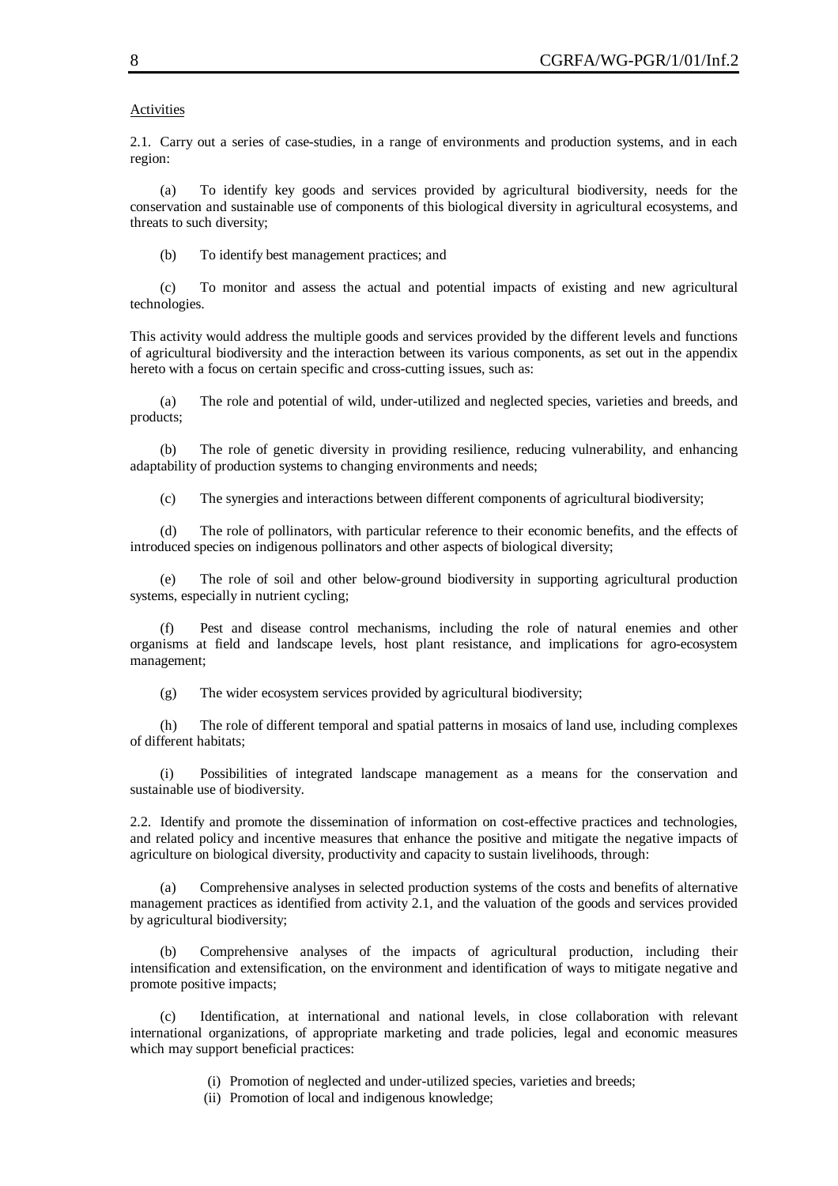Activities

2.1. Carry out a series of case-studies, in a range of environments and production systems, and in each region:

(a) To identify key goods and services provided by agricultural biodiversity, needs for the conservation and sustainable use of components of this biological diversity in agricultural ecosystems, and threats to such diversity;

(b) To identify best management practices; and

(c) To monitor and assess the actual and potential impacts of existing and new agricultural technologies.

This activity would address the multiple goods and services provided by the different levels and functions of agricultural biodiversity and the interaction between its various components, as set out in the appendix hereto with a focus on certain specific and cross-cutting issues, such as:

(a) The role and potential of wild, under-utilized and neglected species, varieties and breeds, and products;

(b) The role of genetic diversity in providing resilience, reducing vulnerability, and enhancing adaptability of production systems to changing environments and needs;

(c) The synergies and interactions between different components of agricultural biodiversity;

(d) The role of pollinators, with particular reference to their economic benefits, and the effects of introduced species on indigenous pollinators and other aspects of biological diversity;

(e) The role of soil and other below-ground biodiversity in supporting agricultural production systems, especially in nutrient cycling;

(f) Pest and disease control mechanisms, including the role of natural enemies and other organisms at field and landscape levels, host plant resistance, and implications for agro-ecosystem management;

(g) The wider ecosystem services provided by agricultural biodiversity;

(h) The role of different temporal and spatial patterns in mosaics of land use, including complexes of different habitats;

(i) Possibilities of integrated landscape management as a means for the conservation and sustainable use of biodiversity.

2.2. Identify and promote the dissemination of information on cost-effective practices and technologies, and related policy and incentive measures that enhance the positive and mitigate the negative impacts of agriculture on biological diversity, productivity and capacity to sustain livelihoods, through:

(a) Comprehensive analyses in selected production systems of the costs and benefits of alternative management practices as identified from activity 2.1, and the valuation of the goods and services provided by agricultural biodiversity;

(b) Comprehensive analyses of the impacts of agricultural production, including their intensification and extensification, on the environment and identification of ways to mitigate negative and promote positive impacts;

(c) Identification, at international and national levels, in close collaboration with relevant international organizations, of appropriate marketing and trade policies, legal and economic measures which may support beneficial practices:

(i) Promotion of neglected and under-utilized species, varieties and breeds;
(ii) Promotion of local and indigenous knowledge;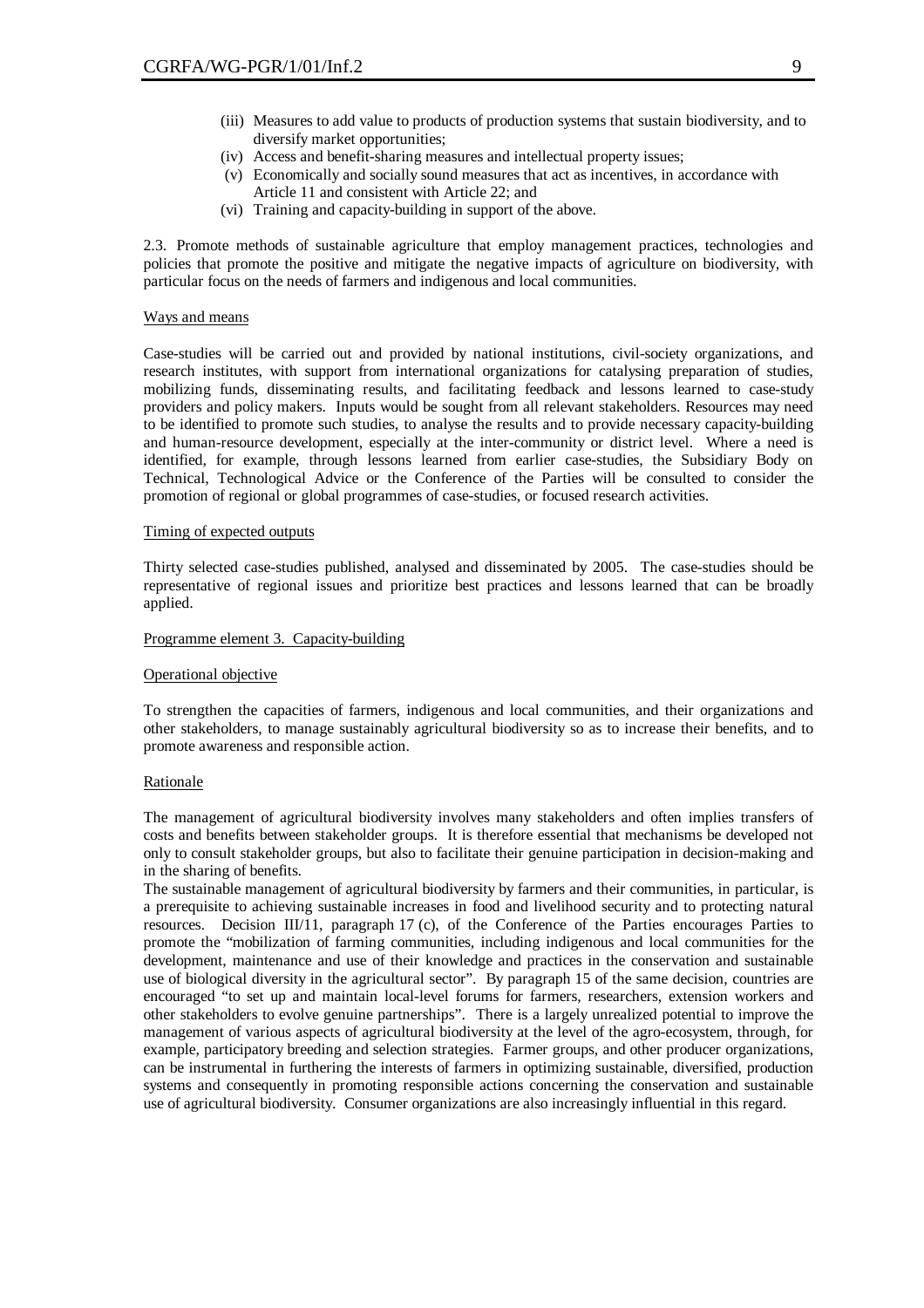(iii) Measures to add value to products of production systems that sustain biodiversity, and to diversify market opportunities;

(iv) Access and benefit-sharing measures and intellectual property issues;

(v) Economically and socially sound measures that act as incentives, in accordance with Article 11 and consistent with Article 22; and

(vi) Training and capacity-building in support of the above.

2.3. Promote methods of sustainable agriculture that employ management practices, technologies and policies that promote the positive and mitigate the negative impacts of agriculture on biodiversity, with particular focus on the needs of farmers and indigenous and local communities.

Ways and means

Case-studies will be carried out and provided by national institutions, civil-society organizations, and research institutes, with support from international organizations for catalysing preparation of studies, mobilizing funds, disseminating results, and facilitating feedback and lessons learned to case-study providers and policy makers. Inputs would be sought from all relevant stakeholders. Resources may need to be identified to promote such studies, to analyse the results and to provide necessary capacity-building and human-resource development, especially at the inter-community or district level. Where a need is identified, for example, through lessons learned from earlier case-studies, the Subsidiary Body on Technical, Technological Advice or the Conference of the Parties will be consulted to consider the promotion of regional or global programmes of case-studies, or focused research activities.

Timing of expected outputs

Thirty selected case-studies published, analysed and disseminated by 2005. The case-studies should be representative of regional issues and prioritize best practices and lessons learned that can be broadly applied.

Programme element 3. Capacity-building

Operational objective

To strengthen the capacities of farmers, indigenous and local communities, and their organizations and other stakeholders, to manage sustainably agricultural biodiversity so as to increase their benefits, and to promote awareness and responsible action.

Rationale

The management of agricultural biodiversity involves many stakeholders and often implies transfers of costs and benefits between stakeholder groups. It is therefore essential that mechanisms be developed not only to consult stakeholder groups, but also to facilitate their genuine participation in decision-making and in the sharing of benefits.

The sustainable management of agricultural biodiversity by farmers and their communities, in particular, is a prerequisite to achieving sustainable increases in food and livelihood security and to protecting natural resources. Decision III/11, paragraph 17 (c), of the Conference of the Parties encourages Parties to promote the "mobilization of farming communities, including indigenous and local communities for the development, maintenance and use of their knowledge and practices in the conservation and sustainable use of biological diversity in the agricultural sector". By paragraph 15 of the same decision, countries are encouraged "to set up and maintain local-level forums for farmers, researchers, extension workers and other stakeholders to evolve genuine partnerships". There is a largely unrealized potential to improve the management of various aspects of agricultural biodiversity at the level of the agro-ecosystem, through, for example, participatory breeding and selection strategies. Farmer groups, and other producer organizations, can be instrumental in furthering the interests of farmers in optimizing sustainable, diversified, production systems and consequently in promoting responsible actions concerning the conservation and sustainable use of agricultural biodiversity. Consumer organizations are also increasingly influential in this regard.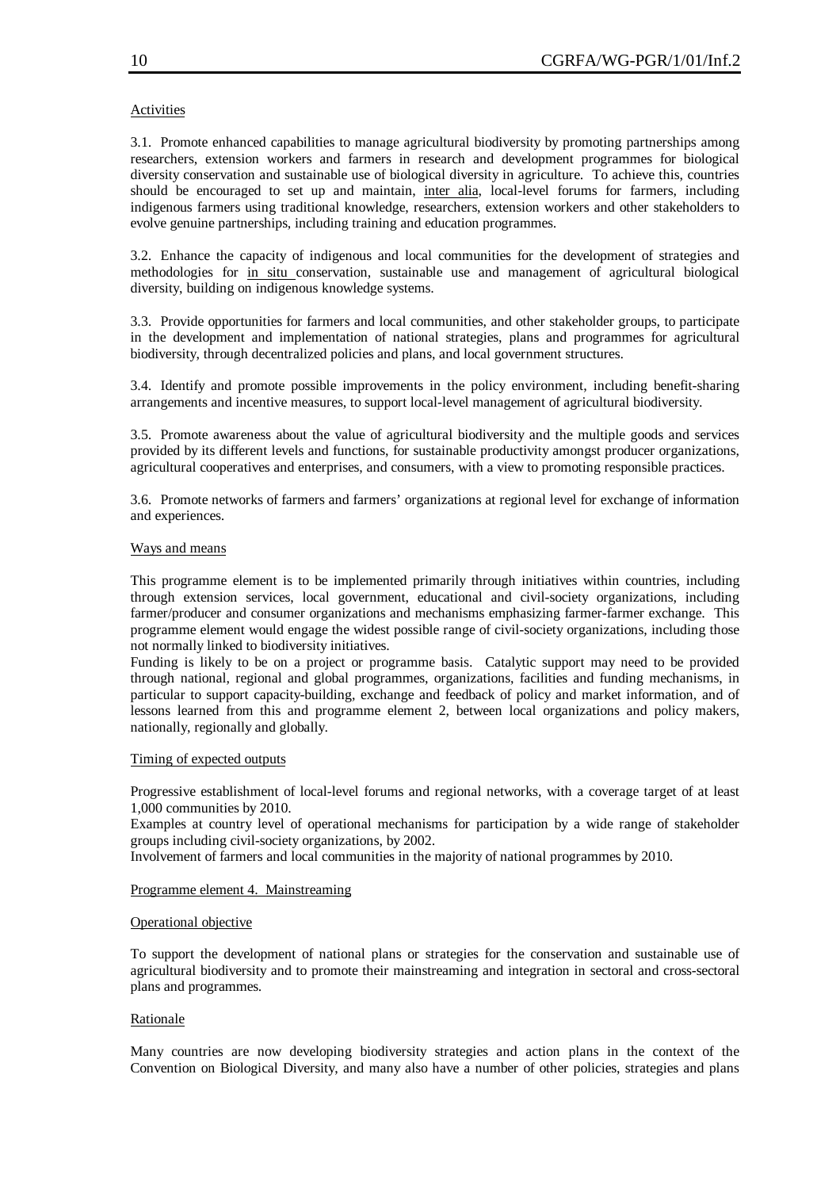Activities

3.1. Promote enhanced capabilities to manage agricultural biodiversity by promoting partnerships among researchers, extension workers and farmers in research and development programmes for biological diversity conservation and sustainable use of biological diversity in agriculture. To achieve this, countries should be encouraged to set up and maintain, inter alia, local-level forums for farmers, including indigenous farmers using traditional knowledge, researchers, extension workers and other stakeholders to evolve genuine partnerships, including training and education programmes.

3.2. Enhance the capacity of indigenous and local communities for the development of strategies and methodologies for in situ conservation, sustainable use and management of agricultural biological diversity, building on indigenous knowledge systems.

3.3. Provide opportunities for farmers and local communities, and other stakeholder groups, to participate in the development and implementation of national strategies, plans and programmes for agricultural biodiversity, through decentralized policies and plans, and local government structures.

3.4. Identify and promote possible improvements in the policy environment, including benefit-sharing arrangements and incentive measures, to support local-level management of agricultural biodiversity.

3.5. Promote awareness about the value of agricultural biodiversity and the multiple goods and services provided by its different levels and functions, for sustainable productivity amongst producer organizations, agricultural cooperatives and enterprises, and consumers, with a view to promoting responsible practices.

3.6. Promote networks of farmers and farmers' organizations at regional level for exchange of information and experiences.

Ways and means

This programme element is to be implemented primarily through initiatives within countries, including through extension services, local government, educational and civil-society organizations, including farmer/producer and consumer organizations and mechanisms emphasizing farmer-farmer exchange. This programme element would engage the widest possible range of civil-society organizations, including those not normally linked to biodiversity initiatives.

Funding is likely to be on a project or programme basis. Catalytic support may need to be provided through national, regional and global programmes, organizations, facilities and funding mechanisms, in particular to support capacity-building, exchange and feedback of policy and market information, and of lessons learned from this and programme element 2, between local organizations and policy makers, nationally, regionally and globally.

Timing of expected outputs

Progressive establishment of local-level forums and regional networks, with a coverage target of at least 1,000 communities by 2010.

Examples at country level of operational mechanisms for participation by a wide range of stakeholder groups including civil-society organizations, by 2002.

Involvement of farmers and local communities in the majority of national programmes by 2010.

Programme element 4. Mainstreaming

Operational objective

To support the development of national plans or strategies for the conservation and sustainable use of agricultural biodiversity and to promote their mainstreaming and integration in sectoral and cross-sectoral plans and programmes.

Rationale

Many countries are now developing biodiversity strategies and action plans in the context of the Convention on Biological Diversity, and many also have a number of other policies, strategies and plans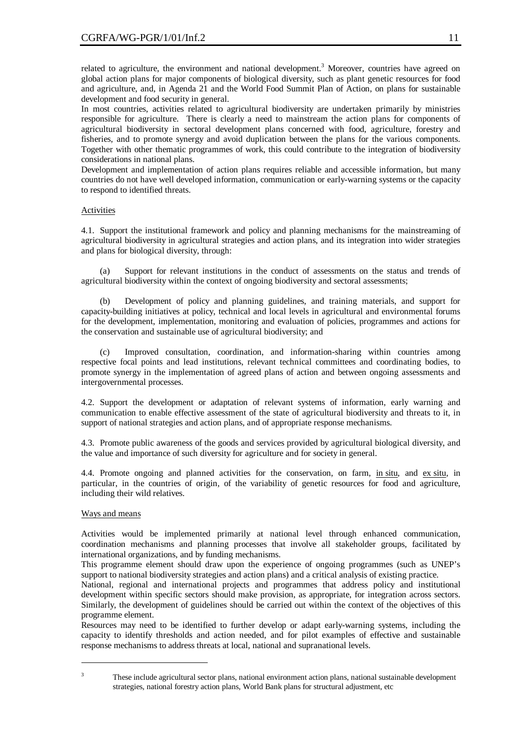related to agriculture, the environment and national development.[3] Moreover, countries have agreed on global action plans for major components of biological diversity, such as plant genetic resources for food and agriculture, and, in Agenda 21 and the World Food Summit Plan of Action, on plans for sustainable development and food security in general.

In most countries, activities related to agricultural biodiversity are undertaken primarily by ministries responsible for agriculture. There is clearly a need to mainstream the action plans for components of agricultural biodiversity in sectoral development plans concerned with food, agriculture, forestry and fisheries, and to promote synergy and avoid duplication between the plans for the various components. Together with other thematic programmes of work, this could contribute to the integration of biodiversity considerations in national plans.

Development and implementation of action plans requires reliable and accessible information, but many countries do not have well developed information, communication or early-warning systems or the capacity to respond to identified threats.

Activities

4.1. Support the institutional framework and policy and planning mechanisms for the mainstreaming of agricultural biodiversity in agricultural strategies and action plans, and its integration into wider strategies and plans for biological diversity, through:

(a) Support for relevant institutions in the conduct of assessments on the status and trends of agricultural biodiversity within the context of ongoing biodiversity and sectoral assessments;

(b) Development of policy and planning guidelines, and training materials, and support for capacity-building initiatives at policy, technical and local levels in agricultural and environmental forums for the development, implementation, monitoring and evaluation of policies, programmes and actions for the conservation and sustainable use of agricultural biodiversity; and

(c) Improved consultation, coordination, and information-sharing within countries among respective focal points and lead institutions, relevant technical committees and coordinating bodies, to promote synergy in the implementation of agreed plans of action and between ongoing assessments and intergovernmental processes.

4.2. Support the development or adaptation of relevant systems of information, early warning and communication to enable effective assessment of the state of agricultural biodiversity and threats to it, in support of national strategies and action plans, and of appropriate response mechanisms.

4.3. Promote public awareness of the goods and services provided by agricultural biological diversity, and the value and importance of such diversity for agriculture and for society in general.

4.4. Promote ongoing and planned activities for the conservation, on farm, in situ, and ex situ, in particular, in the countries of origin, of the variability of genetic resources for food and agriculture, including their wild relatives.

Ways and means

Activities would be implemented primarily at national level through enhanced communication, coordination mechanisms and planning processes that involve all stakeholder groups, facilitated by international organizations, and by funding mechanisms.

This programme element should draw upon the experience of ongoing programmes (such as UNEP's support to national biodiversity strategies and action plans) and a critical analysis of existing practice.

National, regional and international projects and programmes that address policy and institutional development within specific sectors should make provision, as appropriate, for integration across sectors. Similarly, the development of guidelines should be carried out within the context of the objectives of this programme element.

Resources may need to be identified to further develop or adapt early-warning systems, including the capacity to identify thresholds and action needed, and for pilot examples of effective and sustainable response mechanisms to address threats at local, national and supranational levels.

---

[3] These include agricultural sector plans, national environment action plans, national sustainable development strategies, national forestry action plans, World Bank plans for structural adjustment, etc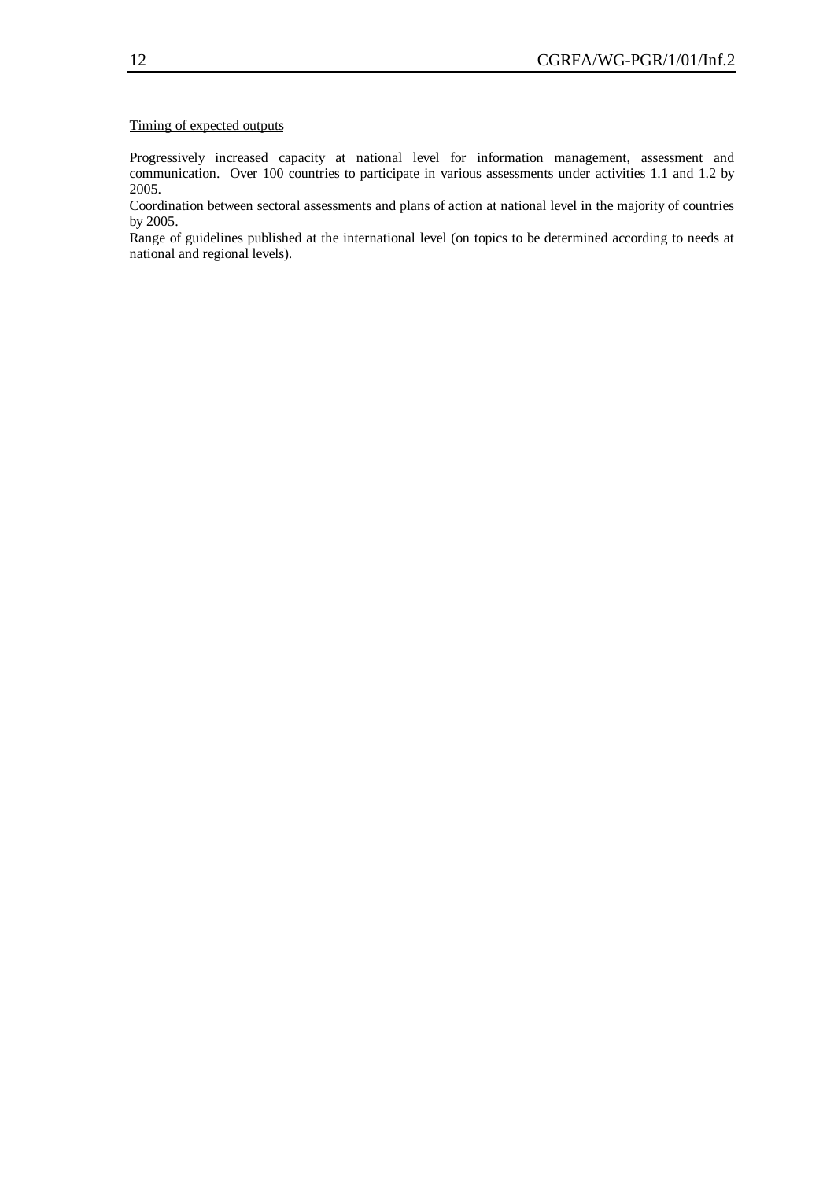<u>Timing of expected outputs</u>

Progressively increased capacity at national level for information management, assessment and communication. Over 100 countries to participate in various assessments under activities 1.1 and 1.2 by 2005.

Coordination between sectoral assessments and plans of action at national level in the majority of countries by 2005.

Range of guidelines published at the international level (on topics to be determined according to needs at national and regional levels).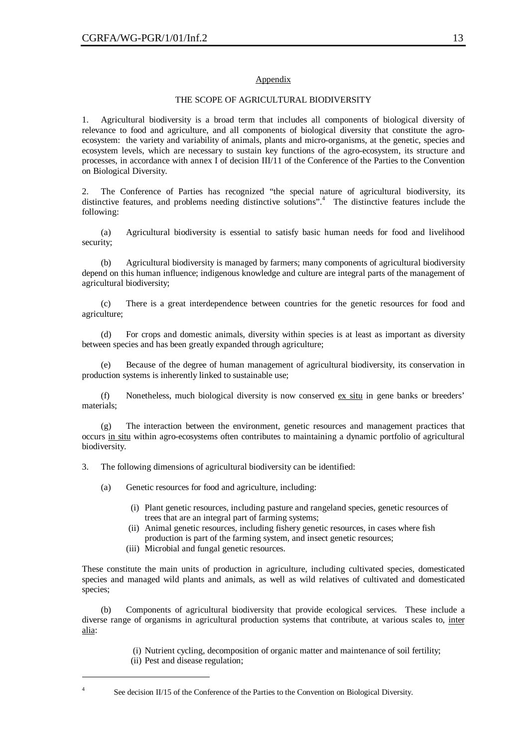Appendix

THE SCOPE OF AGRICULTURAL BIODIVERSITY

1. Agricultural biodiversity is a broad term that includes all components of biological diversity of relevance to food and agriculture, and all components of biological diversity that constitute the agro-ecosystem: the variety and variability of animals, plants and micro-organisms, at the genetic, species and ecosystem levels, which are necessary to sustain key functions of the agro-ecosystem, its structure and processes, in accordance with annex I of decision III/11 of the Conference of the Parties to the Convention on Biological Diversity.

2. The Conference of Parties has recognized "the special nature of agricultural biodiversity, its distinctive features, and problems needing distinctive solutions".[4] The distinctive features include the following:

(a) Agricultural biodiversity is essential to satisfy basic human needs for food and livelihood security;

(b) Agricultural biodiversity is managed by farmers; many components of agricultural biodiversity depend on this human influence; indigenous knowledge and culture are integral parts of the management of agricultural biodiversity;

(c) There is a great interdependence between countries for the genetic resources for food and agriculture;

(d) For crops and domestic animals, diversity within species is at least as important as diversity between species and has been greatly expanded through agriculture;

(e) Because of the degree of human management of agricultural biodiversity, its conservation in production systems is inherently linked to sustainable use;

(f) Nonetheless, much biological diversity is now conserved ex situ in gene banks or breeders' materials;

(g) The interaction between the environment, genetic resources and management practices that occurs in situ within agro-ecosystems often contributes to maintaining a dynamic portfolio of agricultural biodiversity.

3. The following dimensions of agricultural biodiversity can be identified:

(a) Genetic resources for food and agriculture, including:

(i) Plant genetic resources, including pasture and rangeland species, genetic resources of trees that are an integral part of farming systems;
(ii) Animal genetic resources, including fishery genetic resources, in cases where fish production is part of the farming system, and insect genetic resources;
(iii) Microbial and fungal genetic resources.

These constitute the main units of production in agriculture, including cultivated species, domesticated species and managed wild plants and animals, as well as wild relatives of cultivated and domesticated species;

(b) Components of agricultural biodiversity that provide ecological services. These include a diverse range of organisms in agricultural production systems that contribute, at various scales to, inter alia:

(i) Nutrient cycling, decomposition of organic matter and maintenance of soil fertility;
(ii) Pest and disease regulation;

[4] See decision II/15 of the Conference of the Parties to the Convention on Biological Diversity.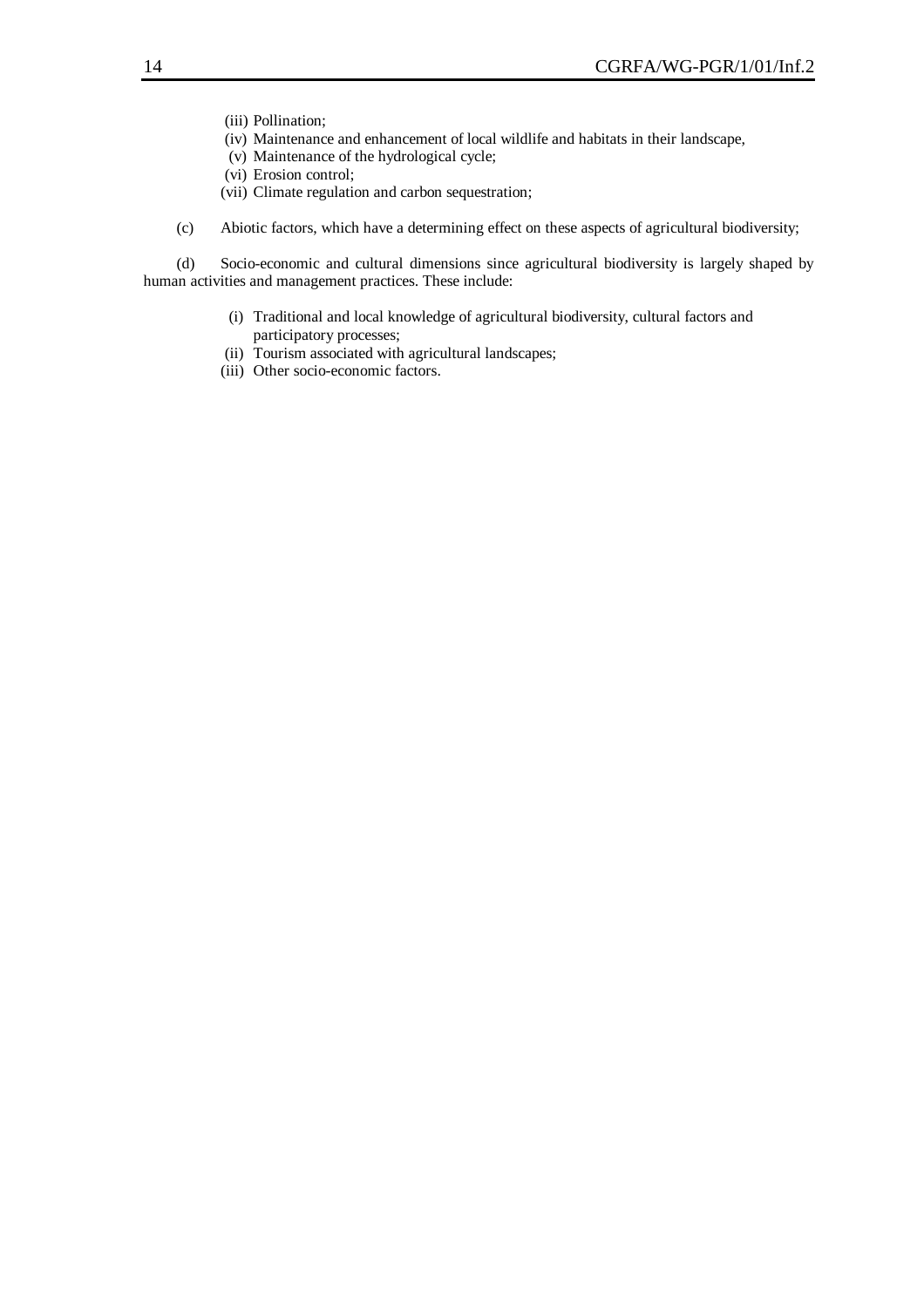(iii) Pollination;
(iv) Maintenance and enhancement of local wildlife and habitats in their landscape,
(v) Maintenance of the hydrological cycle;
(vi) Erosion control;
(vii) Climate regulation and carbon sequestration;

(c) Abiotic factors, which have a determining effect on these aspects of agricultural biodiversity;

(d) Socio-economic and cultural dimensions since agricultural biodiversity is largely shaped by human activities and management practices. These include:

(i) Traditional and local knowledge of agricultural biodiversity, cultural factors and participatory processes;
(ii) Tourism associated with agricultural landscapes;
(iii) Other socio-economic factors.